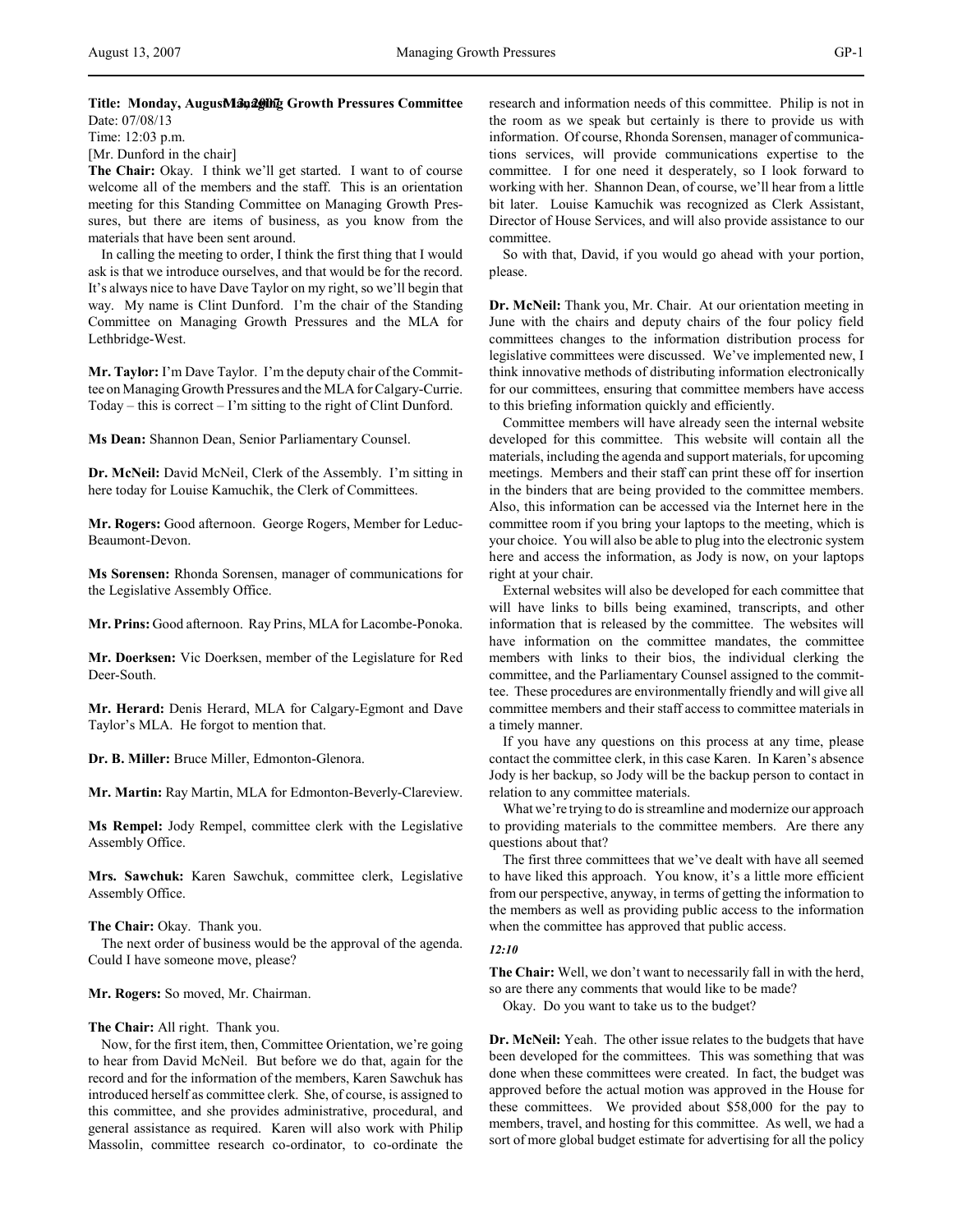**Title: Monday, August 13, 2007 Managing Growth Pressures Committee**
Date: 07/08/13
Time: 12:03 p.m.
[Mr. Dunford in the chair]

**The Chair:** Okay. I think we'll get started. I want to of course welcome all of the members and the staff. This is an orientation meeting for this Standing Committee on Managing Growth Pressures, but there are items of business, as you know from the materials that have been sent around.

In calling the meeting to order, I think the first thing that I would ask is that we introduce ourselves, and that would be for the record. It's always nice to have Dave Taylor on my right, so we'll begin that way. My name is Clint Dunford. I'm the chair of the Standing Committee on Managing Growth Pressures and the MLA for Lethbridge-West.

**Mr. Taylor:** I'm Dave Taylor. I'm the deputy chair of the Committee on Managing Growth Pressures and the MLA for Calgary-Currie. Today – this is correct – I'm sitting to the right of Clint Dunford.

**Ms Dean:** Shannon Dean, Senior Parliamentary Counsel.

**Dr. McNeil:** David McNeil, Clerk of the Assembly. I'm sitting in here today for Louise Kamuchik, the Clerk of Committees.

**Mr. Rogers:** Good afternoon. George Rogers, Member for Leduc-Beaumont-Devon.

**Ms Sorensen:** Rhonda Sorensen, manager of communications for the Legislative Assembly Office.

**Mr. Prins:** Good afternoon. Ray Prins, MLA for Lacombe-Ponoka.

**Mr. Doerksen:** Vic Doerksen, member of the Legislature for Red Deer-South.

**Mr. Herard:** Denis Herard, MLA for Calgary-Egmont and Dave Taylor's MLA. He forgot to mention that.

**Dr. B. Miller:** Bruce Miller, Edmonton-Glenora.

**Mr. Martin:** Ray Martin, MLA for Edmonton-Beverly-Clareview.

**Ms Rempel:** Jody Rempel, committee clerk with the Legislative Assembly Office.

**Mrs. Sawchuk:** Karen Sawchuk, committee clerk, Legislative Assembly Office.

**The Chair:** Okay. Thank you.

The next order of business would be the approval of the agenda. Could I have someone move, please?

**Mr. Rogers:** So moved, Mr. Chairman.

**The Chair:** All right. Thank you.

Now, for the first item, then, Committee Orientation, we're going to hear from David McNeil. But before we do that, again for the record and for the information of the members, Karen Sawchuk has introduced herself as committee clerk. She, of course, is assigned to this committee, and she provides administrative, procedural, and general assistance as required. Karen will also work with Philip Massolin, committee research co-ordinator, to co-ordinate the research and information needs of this committee. Philip is not in the room as we speak but certainly is there to provide us with information. Of course, Rhonda Sorensen, manager of communications services, will provide communications expertise to the committee. I for one need it desperately, so I look forward to working with her. Shannon Dean, of course, we'll hear from a little bit later. Louise Kamuchik was recognized as Clerk Assistant, Director of House Services, and will also provide assistance to our committee.

So with that, David, if you would go ahead with your portion, please.

**Dr. McNeil:** Thank you, Mr. Chair. At our orientation meeting in June with the chairs and deputy chairs of the four policy field committees changes to the information distribution process for legislative committees were discussed. We've implemented new, I think innovative methods of distributing information electronically for our committees, ensuring that committee members have access to this briefing information quickly and efficiently.

Committee members will have already seen the internal website developed for this committee. This website will contain all the materials, including the agenda and support materials, for upcoming meetings. Members and their staff can print these off for insertion in the binders that are being provided to the committee members. Also, this information can be accessed via the Internet here in the committee room if you bring your laptops to the meeting, which is your choice. You will also be able to plug into the electronic system here and access the information, as Jody is now, on your laptops right at your chair.

External websites will also be developed for each committee that will have links to bills being examined, transcripts, and other information that is released by the committee. The websites will have information on the committee mandates, the committee members with links to their bios, the individual clerking the committee, and the Parliamentary Counsel assigned to the committee. These procedures are environmentally friendly and will give all committee members and their staff access to committee materials in a timely manner.

If you have any questions on this process at any time, please contact the committee clerk, in this case Karen. In Karen's absence Jody is her backup, so Jody will be the backup person to contact in relation to any committee materials.

What we're trying to do is streamline and modernize our approach to providing materials to the committee members. Are there any questions about that?

The first three committees that we've dealt with have all seemed to have liked this approach. You know, it's a little more efficient from our perspective, anyway, in terms of getting the information to the members as well as providing public access to the information when the committee has approved that public access.

*12:10*

**The Chair:** Well, we don't want to necessarily fall in with the herd, so are there any comments that would like to be made?

Okay. Do you want to take us to the budget?

**Dr. McNeil:** Yeah. The other issue relates to the budgets that have been developed for the committees. This was something that was done when these committees were created. In fact, the budget was approved before the actual motion was approved in the House for these committees. We provided about $58,000 for the pay to members, travel, and hosting for this committee. As well, we had a sort of more global budget estimate for advertising for all the policy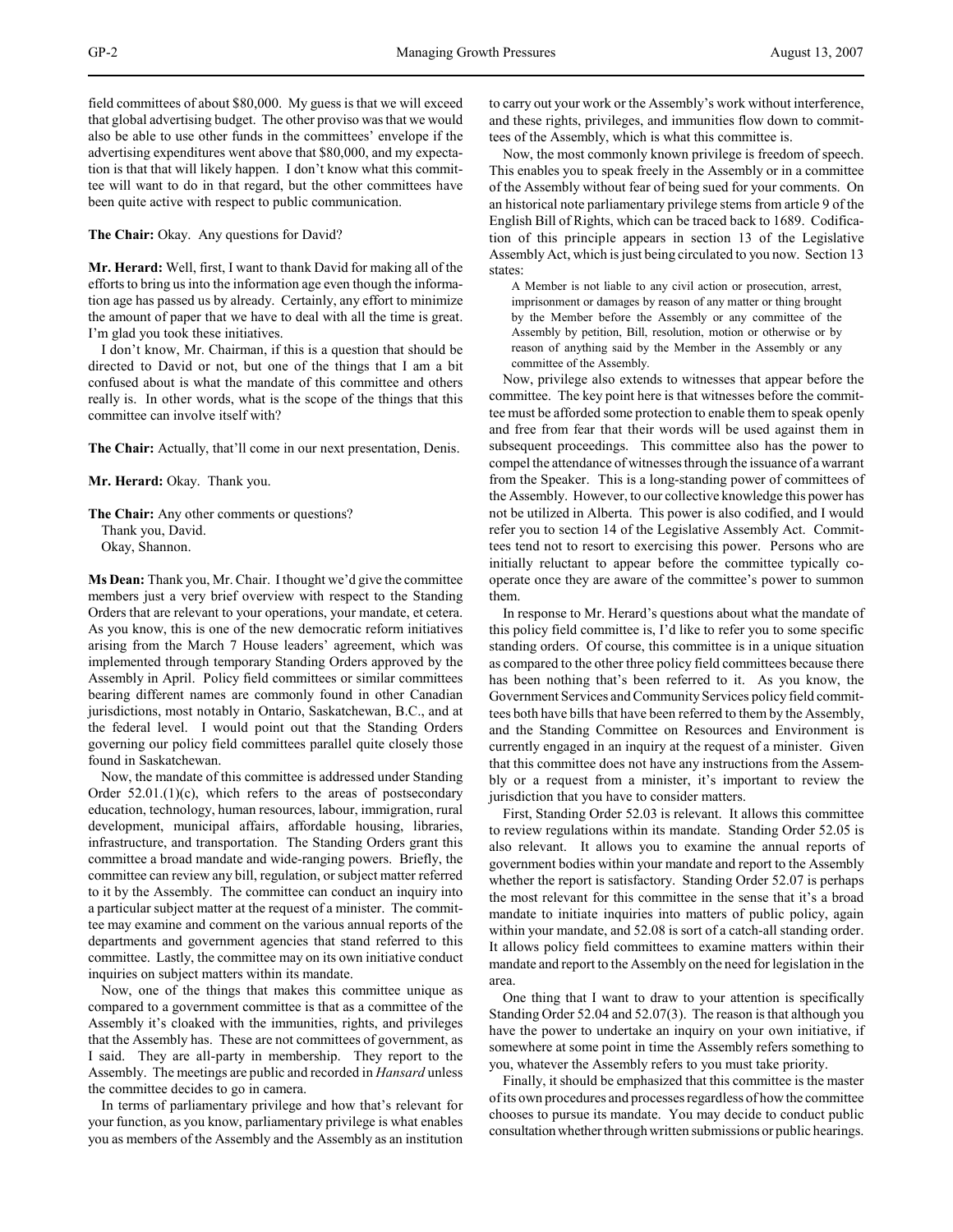field committees of about $80,000. My guess is that we will exceed that global advertising budget. The other proviso was that we would also be able to use other funds in the committees' envelope if the advertising expenditures went above that $80,000, and my expectation is that that will likely happen. I don't know what this committee will want to do in that regard, but the other committees have been quite active with respect to public communication.

**The Chair:** Okay. Any questions for David?

**Mr. Herard:** Well, first, I want to thank David for making all of the efforts to bring us into the information age even though the information age has passed us by already. Certainly, any effort to minimize the amount of paper that we have to deal with all the time is great. I'm glad you took these initiatives.

I don't know, Mr. Chairman, if this is a question that should be directed to David or not, but one of the things that I am a bit confused about is what the mandate of this committee and others really is. In other words, what is the scope of the things that this committee can involve itself with?

**The Chair:** Actually, that'll come in our next presentation, Denis.

**Mr. Herard:** Okay. Thank you.

**The Chair:** Any other comments or questions?

Thank you, David.

Okay, Shannon.

**Ms Dean:** Thank you, Mr. Chair. I thought we'd give the committee members just a very brief overview with respect to the Standing Orders that are relevant to your operations, your mandate, et cetera. As you know, this is one of the new democratic reform initiatives arising from the March 7 House leaders' agreement, which was implemented through temporary Standing Orders approved by the Assembly in April. Policy field committees or similar committees bearing different names are commonly found in other Canadian jurisdictions, most notably in Ontario, Saskatchewan, B.C., and at the federal level. I would point out that the Standing Orders governing our policy field committees parallel quite closely those found in Saskatchewan.

Now, the mandate of this committee is addressed under Standing Order 52.01.(1)(c), which refers to the areas of postsecondary education, technology, human resources, labour, immigration, rural development, municipal affairs, affordable housing, libraries, infrastructure, and transportation. The Standing Orders grant this committee a broad mandate and wide-ranging powers. Briefly, the committee can review any bill, regulation, or subject matter referred to it by the Assembly. The committee can conduct an inquiry into a particular subject matter at the request of a minister. The committee may examine and comment on the various annual reports of the departments and government agencies that stand referred to this committee. Lastly, the committee may on its own initiative conduct inquiries on subject matters within its mandate.

Now, one of the things that makes this committee unique as compared to a government committee is that as a committee of the Assembly it's cloaked with the immunities, rights, and privileges that the Assembly has. These are not committees of government, as I said. They are all-party in membership. They report to the Assembly. The meetings are public and recorded in *Hansard* unless the committee decides to go in camera.

In terms of parliamentary privilege and how that's relevant for your function, as you know, parliamentary privilege is what enables you as members of the Assembly and the Assembly as an institution to carry out your work or the Assembly's work without interference, and these rights, privileges, and immunities flow down to committees of the Assembly, which is what this committee is.

Now, the most commonly known privilege is freedom of speech. This enables you to speak freely in the Assembly or in a committee of the Assembly without fear of being sued for your comments. On an historical note parliamentary privilege stems from article 9 of the English Bill of Rights, which can be traced back to 1689. Codification of this principle appears in section 13 of the Legislative Assembly Act, which is just being circulated to you now. Section 13 states:

> A Member is not liable to any civil action or prosecution, arrest, imprisonment or damages by reason of any matter or thing brought by the Member before the Assembly or any committee of the Assembly by petition, Bill, resolution, motion or otherwise or by reason of anything said by the Member in the Assembly or any committee of the Assembly.

Now, privilege also extends to witnesses that appear before the committee. The key point here is that witnesses before the committee must be afforded some protection to enable them to speak openly and free from fear that their words will be used against them in subsequent proceedings. This committee also has the power to compel the attendance of witnesses through the issuance of a warrant from the Speaker. This is a long-standing power of committees of the Assembly. However, to our collective knowledge this power has not be utilized in Alberta. This power is also codified, and I would refer you to section 14 of the Legislative Assembly Act. Committees tend not to resort to exercising this power. Persons who are initially reluctant to appear before the committee typically cooperate once they are aware of the committee's power to summon them.

In response to Mr. Herard's questions about what the mandate of this policy field committee is, I'd like to refer you to some specific standing orders. Of course, this committee is in a unique situation as compared to the other three policy field committees because there has been nothing that's been referred to it. As you know, the Government Services and Community Services policy field committees both have bills that have been referred to them by the Assembly, and the Standing Committee on Resources and Environment is currently engaged in an inquiry at the request of a minister. Given that this committee does not have any instructions from the Assembly or a request from a minister, it's important to review the jurisdiction that you have to consider matters.

First, Standing Order 52.03 is relevant. It allows this committee to review regulations within its mandate. Standing Order 52.05 is also relevant. It allows you to examine the annual reports of government bodies within your mandate and report to the Assembly whether the report is satisfactory. Standing Order 52.07 is perhaps the most relevant for this committee in the sense that it's a broad mandate to initiate inquiries into matters of public policy, again within your mandate, and 52.08 is sort of a catch-all standing order. It allows policy field committees to examine matters within their mandate and report to the Assembly on the need for legislation in the area.

One thing that I want to draw to your attention is specifically Standing Order 52.04 and 52.07(3). The reason is that although you have the power to undertake an inquiry on your own initiative, if somewhere at some point in time the Assembly refers something to you, whatever the Assembly refers to you must take priority.

Finally, it should be emphasized that this committee is the master of its own procedures and processes regardless of how the committee chooses to pursue its mandate. You may decide to conduct public consultation whether through written submissions or public hearings.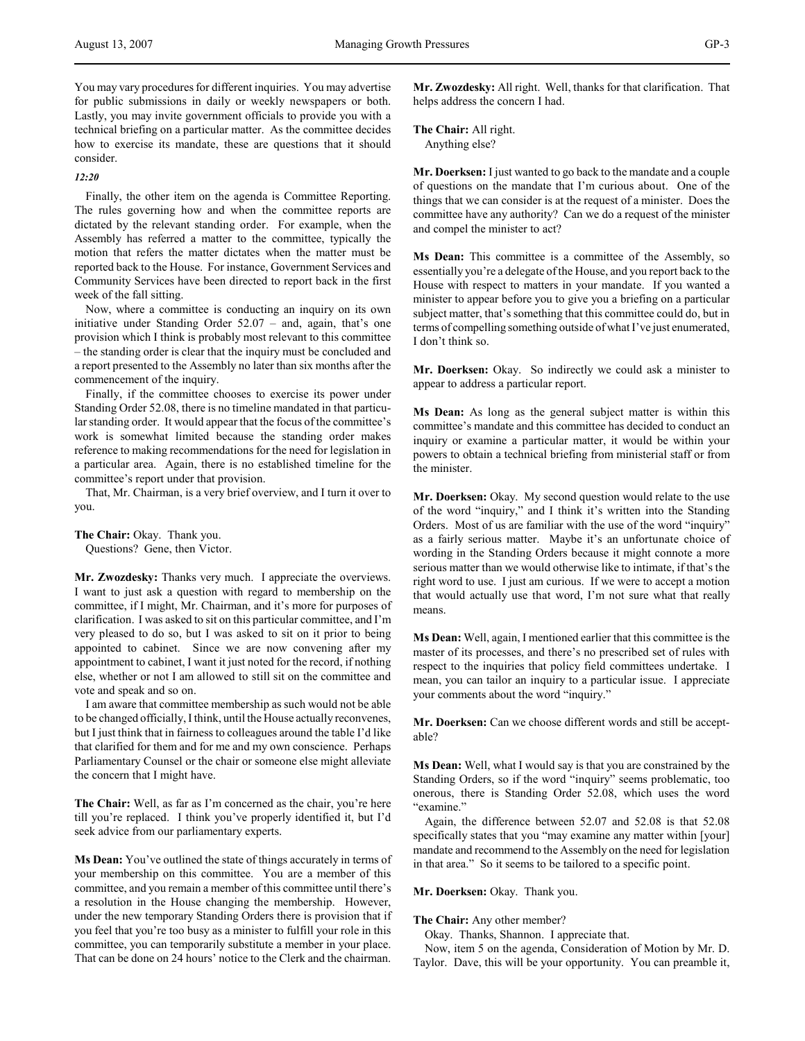You may vary procedures for different inquiries. You may advertise for public submissions in daily or weekly newspapers or both. Lastly, you may invite government officials to provide you with a technical briefing on a particular matter. As the committee decides how to exercise its mandate, these are questions that it should consider.

*12:20*

Finally, the other item on the agenda is Committee Reporting. The rules governing how and when the committee reports are dictated by the relevant standing order. For example, when the Assembly has referred a matter to the committee, typically the motion that refers the matter dictates when the matter must be reported back to the House. For instance, Government Services and Community Services have been directed to report back in the first week of the fall sitting.

Now, where a committee is conducting an inquiry on its own initiative under Standing Order 52.07 – and, again, that's one provision which I think is probably most relevant to this committee – the standing order is clear that the inquiry must be concluded and a report presented to the Assembly no later than six months after the commencement of the inquiry.

Finally, if the committee chooses to exercise its power under Standing Order 52.08, there is no timeline mandated in that particular standing order. It would appear that the focus of the committee's work is somewhat limited because the standing order makes reference to making recommendations for the need for legislation in a particular area. Again, there is no established timeline for the committee's report under that provision.

That, Mr. Chairman, is a very brief overview, and I turn it over to you.

**The Chair:** Okay. Thank you.

Questions? Gene, then Victor.

**Mr. Zwozdesky:** Thanks very much. I appreciate the overviews. I want to just ask a question with regard to membership on the committee, if I might, Mr. Chairman, and it's more for purposes of clarification. I was asked to sit on this particular committee, and I'm very pleased to do so, but I was asked to sit on it prior to being appointed to cabinet. Since we are now convening after my appointment to cabinet, I want it just noted for the record, if nothing else, whether or not I am allowed to still sit on the committee and vote and speak and so on.

I am aware that committee membership as such would not be able to be changed officially, I think, until the House actually reconvenes, but I just think that in fairness to colleagues around the table I'd like that clarified for them and for me and my own conscience. Perhaps Parliamentary Counsel or the chair or someone else might alleviate the concern that I might have.

**The Chair:** Well, as far as I'm concerned as the chair, you're here till you're replaced. I think you've properly identified it, but I'd seek advice from our parliamentary experts.

**Ms Dean:** You've outlined the state of things accurately in terms of your membership on this committee. You are a member of this committee, and you remain a member of this committee until there's a resolution in the House changing the membership. However, under the new temporary Standing Orders there is provision that if you feel that you're too busy as a minister to fulfill your role in this committee, you can temporarily substitute a member in your place. That can be done on 24 hours' notice to the Clerk and the chairman.

**Mr. Zwozdesky:** All right. Well, thanks for that clarification. That helps address the concern I had.

**The Chair:** All right.

Anything else?

**Mr. Doerksen:** I just wanted to go back to the mandate and a couple of questions on the mandate that I'm curious about. One of the things that we can consider is at the request of a minister. Does the committee have any authority? Can we do a request of the minister and compel the minister to act?

**Ms Dean:** This committee is a committee of the Assembly, so essentially you're a delegate of the House, and you report back to the House with respect to matters in your mandate. If you wanted a minister to appear before you to give you a briefing on a particular subject matter, that's something that this committee could do, but in terms of compelling something outside of what I've just enumerated, I don't think so.

**Mr. Doerksen:** Okay. So indirectly we could ask a minister to appear to address a particular report.

**Ms Dean:** As long as the general subject matter is within this committee's mandate and this committee has decided to conduct an inquiry or examine a particular matter, it would be within your powers to obtain a technical briefing from ministerial staff or from the minister.

**Mr. Doerksen:** Okay. My second question would relate to the use of the word "inquiry," and I think it's written into the Standing Orders. Most of us are familiar with the use of the word "inquiry" as a fairly serious matter. Maybe it's an unfortunate choice of wording in the Standing Orders because it might connote a more serious matter than we would otherwise like to intimate, if that's the right word to use. I just am curious. If we were to accept a motion that would actually use that word, I'm not sure what that really means.

**Ms Dean:** Well, again, I mentioned earlier that this committee is the master of its processes, and there's no prescribed set of rules with respect to the inquiries that policy field committees undertake. I mean, you can tailor an inquiry to a particular issue. I appreciate your comments about the word "inquiry."

**Mr. Doerksen:** Can we choose different words and still be acceptable?

**Ms Dean:** Well, what I would say is that you are constrained by the Standing Orders, so if the word "inquiry" seems problematic, too onerous, there is Standing Order 52.08, which uses the word "examine."

Again, the difference between 52.07 and 52.08 is that 52.08 specifically states that you "may examine any matter within [your] mandate and recommend to the Assembly on the need for legislation in that area." So it seems to be tailored to a specific point.

**Mr. Doerksen:** Okay. Thank you.

**The Chair:** Any other member?

Okay. Thanks, Shannon. I appreciate that.

Now, item 5 on the agenda, Consideration of Motion by Mr. D. Taylor. Dave, this will be your opportunity. You can preamble it,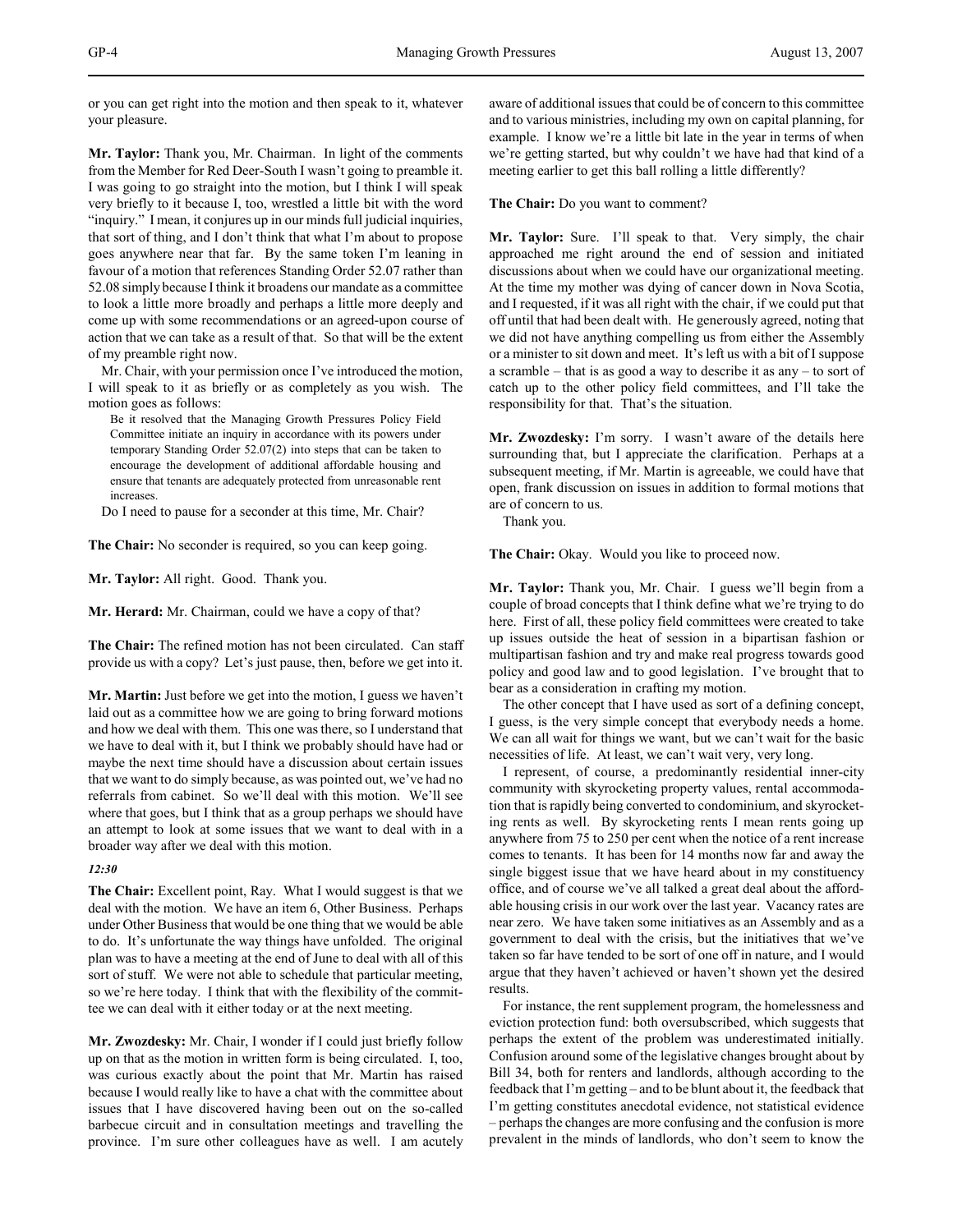or you can get right into the motion and then speak to it, whatever your pleasure.

**Mr. Taylor:** Thank you, Mr. Chairman. In light of the comments from the Member for Red Deer-South I wasn't going to preamble it. I was going to go straight into the motion, but I think I will speak very briefly to it because I, too, wrestled a little bit with the word "inquiry." I mean, it conjures up in our minds full judicial inquiries, that sort of thing, and I don't think that what I'm about to propose goes anywhere near that far. By the same token I'm leaning in favour of a motion that references Standing Order 52.07 rather than 52.08 simply because I think it broadens our mandate as a committee to look a little more broadly and perhaps a little more deeply and come up with some recommendations or an agreed-upon course of action that we can take as a result of that. So that will be the extent of my preamble right now.

Mr. Chair, with your permission once I've introduced the motion, I will speak to it as briefly or as completely as you wish. The motion goes as follows:

> Be it resolved that the Managing Growth Pressures Policy Field Committee initiate an inquiry in accordance with its powers under temporary Standing Order 52.07(2) into steps that can be taken to encourage the development of additional affordable housing and ensure that tenants are adequately protected from unreasonable rent increases.

Do I need to pause for a seconder at this time, Mr. Chair?

**The Chair:** No seconder is required, so you can keep going.

**Mr. Taylor:** All right. Good. Thank you.

**Mr. Herard:** Mr. Chairman, could we have a copy of that?

**The Chair:** The refined motion has not been circulated. Can staff provide us with a copy? Let's just pause, then, before we get into it.

**Mr. Martin:** Just before we get into the motion, I guess we haven't laid out as a committee how we are going to bring forward motions and how we deal with them. This one was there, so I understand that we have to deal with it, but I think we probably should have had or maybe the next time should have a discussion about certain issues that we want to do simply because, as was pointed out, we've had no referrals from cabinet. So we'll deal with this motion. We'll see where that goes, but I think that as a group perhaps we should have an attempt to look at some issues that we want to deal with in a broader way after we deal with this motion.

*12:30*

**The Chair:** Excellent point, Ray. What I would suggest is that we deal with the motion. We have an item 6, Other Business. Perhaps under Other Business that would be one thing that we would be able to do. It's unfortunate the way things have unfolded. The original plan was to have a meeting at the end of June to deal with all of this sort of stuff. We were not able to schedule that particular meeting, so we're here today. I think that with the flexibility of the committee we can deal with it either today or at the next meeting.

**Mr. Zwozdesky:** Mr. Chair, I wonder if I could just briefly follow up on that as the motion in written form is being circulated. I, too, was curious exactly about the point that Mr. Martin has raised because I would really like to have a chat with the committee about issues that I have discovered having been out on the so-called barbecue circuit and in consultation meetings and travelling the province. I'm sure other colleagues have as well. I am acutely aware of additional issues that could be of concern to this committee and to various ministries, including my own on capital planning, for example. I know we're a little bit late in the year in terms of when we're getting started, but why couldn't we have had that kind of a meeting earlier to get this ball rolling a little differently?

**The Chair:** Do you want to comment?

**Mr. Taylor:** Sure. I'll speak to that. Very simply, the chair approached me right around the end of session and initiated discussions about when we could have our organizational meeting. At the time my mother was dying of cancer down in Nova Scotia, and I requested, if it was all right with the chair, if we could put that off until that had been dealt with. He generously agreed, noting that we did not have anything compelling us from either the Assembly or a minister to sit down and meet. It's left us with a bit of I suppose a scramble – that is as good a way to describe it as any – to sort of catch up to the other policy field committees, and I'll take the responsibility for that. That's the situation.

**Mr. Zwozdesky:** I'm sorry. I wasn't aware of the details here surrounding that, but I appreciate the clarification. Perhaps at a subsequent meeting, if Mr. Martin is agreeable, we could have that open, frank discussion on issues in addition to formal motions that are of concern to us.

Thank you.

**The Chair:** Okay. Would you like to proceed now.

**Mr. Taylor:** Thank you, Mr. Chair. I guess we'll begin from a couple of broad concepts that I think define what we're trying to do here. First of all, these policy field committees were created to take up issues outside the heat of session in a bipartisan fashion or multipartisan fashion and try and make real progress towards good policy and good law and to good legislation. I've brought that to bear as a consideration in crafting my motion.

The other concept that I have used as sort of a defining concept, I guess, is the very simple concept that everybody needs a home. We can all wait for things we want, but we can't wait for the basic necessities of life. At least, we can't wait very, very long.

I represent, of course, a predominantly residential inner-city community with skyrocketing property values, rental accommodation that is rapidly being converted to condominium, and skyrocketing rents as well. By skyrocketing rents I mean rents going up anywhere from 75 to 250 per cent when the notice of a rent increase comes to tenants. It has been for 14 months now far and away the single biggest issue that we have heard about in my constituency office, and of course we've all talked a great deal about the affordable housing crisis in our work over the last year. Vacancy rates are near zero. We have taken some initiatives as an Assembly and as a government to deal with the crisis, but the initiatives that we've taken so far have tended to be sort of one off in nature, and I would argue that they haven't achieved or haven't shown yet the desired results.

For instance, the rent supplement program, the homelessness and eviction protection fund: both oversubscribed, which suggests that perhaps the extent of the problem was underestimated initially. Confusion around some of the legislative changes brought about by Bill 34, both for renters and landlords, although according to the feedback that I'm getting – and to be blunt about it, the feedback that I'm getting constitutes anecdotal evidence, not statistical evidence – perhaps the changes are more confusing and the confusion is more prevalent in the minds of landlords, who don't seem to know the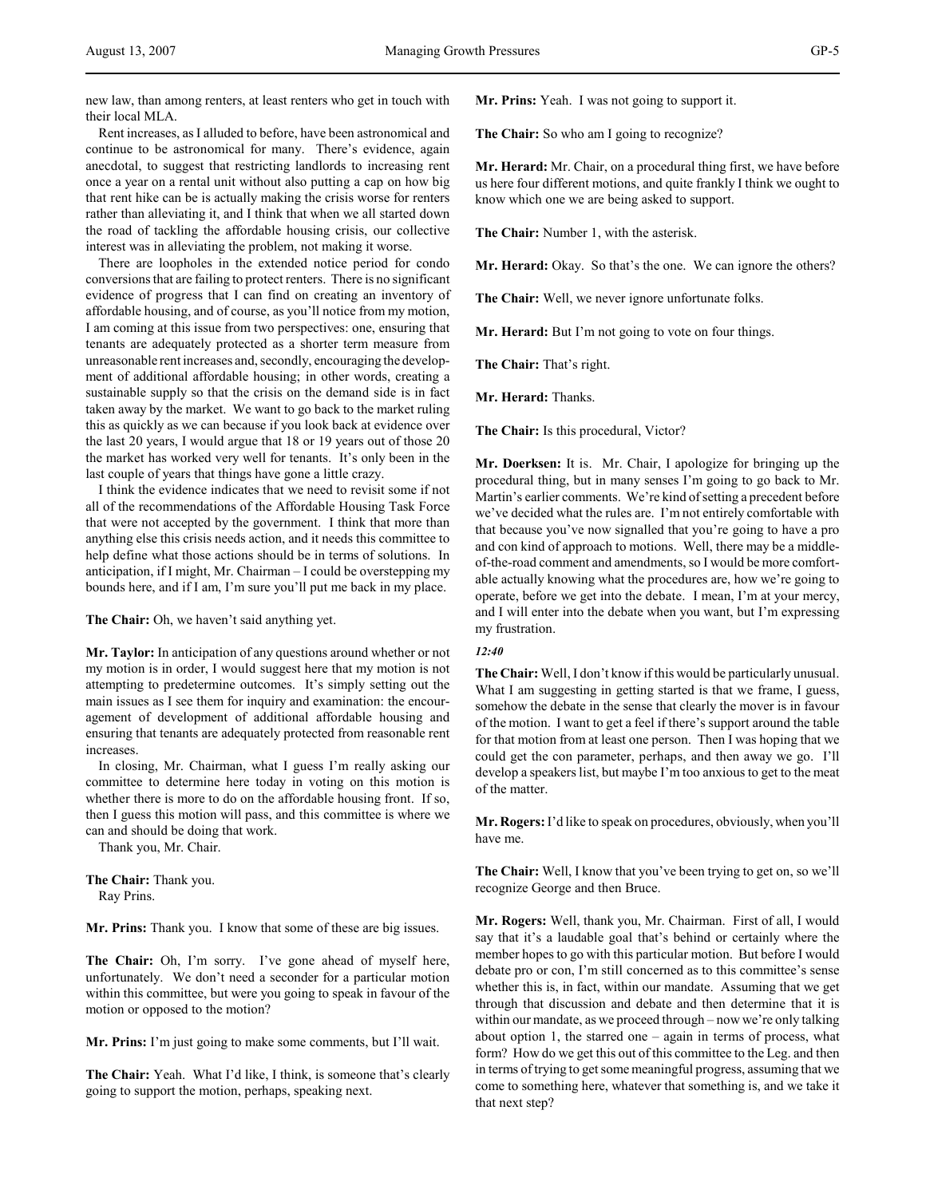new law, than among renters, at least renters who get in touch with their local MLA.

Rent increases, as I alluded to before, have been astronomical and continue to be astronomical for many. There's evidence, again anecdotal, to suggest that restricting landlords to increasing rent once a year on a rental unit without also putting a cap on how big that rent hike can be is actually making the crisis worse for renters rather than alleviating it, and I think that when we all started down the road of tackling the affordable housing crisis, our collective interest was in alleviating the problem, not making it worse.

There are loopholes in the extended notice period for condo conversions that are failing to protect renters. There is no significant evidence of progress that I can find on creating an inventory of affordable housing, and of course, as you'll notice from my motion, I am coming at this issue from two perspectives: one, ensuring that tenants are adequately protected as a shorter term measure from unreasonable rent increases and, secondly, encouraging the development of additional affordable housing; in other words, creating a sustainable supply so that the crisis on the demand side is in fact taken away by the market. We want to go back to the market ruling this as quickly as we can because if you look back at evidence over the last 20 years, I would argue that 18 or 19 years out of those 20 the market has worked very well for tenants. It's only been in the last couple of years that things have gone a little crazy.

I think the evidence indicates that we need to revisit some if not all of the recommendations of the Affordable Housing Task Force that were not accepted by the government. I think that more than anything else this crisis needs action, and it needs this committee to help define what those actions should be in terms of solutions. In anticipation, if I might, Mr. Chairman – I could be overstepping my bounds here, and if I am, I'm sure you'll put me back in my place.

**The Chair:** Oh, we haven't said anything yet.

**Mr. Taylor:** In anticipation of any questions around whether or not my motion is in order, I would suggest here that my motion is not attempting to predetermine outcomes. It's simply setting out the main issues as I see them for inquiry and examination: the encouragement of development of additional affordable housing and ensuring that tenants are adequately protected from reasonable rent increases.

In closing, Mr. Chairman, what I guess I'm really asking our committee to determine here today in voting on this motion is whether there is more to do on the affordable housing front. If so, then I guess this motion will pass, and this committee is where we can and should be doing that work.

Thank you, Mr. Chair.

**The Chair:** Thank you.
Ray Prins.

**Mr. Prins:** Thank you. I know that some of these are big issues.

**The Chair:** Oh, I'm sorry. I've gone ahead of myself here, unfortunately. We don't need a seconder for a particular motion within this committee, but were you going to speak in favour of the motion or opposed to the motion?

**Mr. Prins:** I'm just going to make some comments, but I'll wait.

**The Chair:** Yeah. What I'd like, I think, is someone that's clearly going to support the motion, perhaps, speaking next.

**Mr. Prins:** Yeah. I was not going to support it.

**The Chair:** So who am I going to recognize?

**Mr. Herard:** Mr. Chair, on a procedural thing first, we have before us here four different motions, and quite frankly I think we ought to know which one we are being asked to support.

**The Chair:** Number 1, with the asterisk.

**Mr. Herard:** Okay. So that's the one. We can ignore the others?

**The Chair:** Well, we never ignore unfortunate folks.

**Mr. Herard:** But I'm not going to vote on four things.

**The Chair:** That's right.

**Mr. Herard:** Thanks.

**The Chair:** Is this procedural, Victor?

**Mr. Doerksen:** It is. Mr. Chair, I apologize for bringing up the procedural thing, but in many senses I'm going to go back to Mr. Martin's earlier comments. We're kind of setting a precedent before we've decided what the rules are. I'm not entirely comfortable with that because you've now signalled that you're going to have a pro and con kind of approach to motions. Well, there may be a middle-of-the-road comment and amendments, so I would be more comfortable actually knowing what the procedures are, how we're going to operate, before we get into the debate. I mean, I'm at your mercy, and I will enter into the debate when you want, but I'm expressing my frustration.

*12:40*

**The Chair:** Well, I don't know if this would be particularly unusual. What I am suggesting in getting started is that we frame, I guess, somehow the debate in the sense that clearly the mover is in favour of the motion. I want to get a feel if there's support around the table for that motion from at least one person. Then I was hoping that we could get the con parameter, perhaps, and then away we go. I'll develop a speakers list, but maybe I'm too anxious to get to the meat of the matter.

**Mr. Rogers:** I'd like to speak on procedures, obviously, when you'll have me.

**The Chair:** Well, I know that you've been trying to get on, so we'll recognize George and then Bruce.

**Mr. Rogers:** Well, thank you, Mr. Chairman. First of all, I would say that it's a laudable goal that's behind or certainly where the member hopes to go with this particular motion. But before I would debate pro or con, I'm still concerned as to this committee's sense whether this is, in fact, within our mandate. Assuming that we get through that discussion and debate and then determine that it is within our mandate, as we proceed through – now we're only talking about option 1, the starred one – again in terms of process, what form? How do we get this out of this committee to the Leg. and then in terms of trying to get some meaningful progress, assuming that we come to something here, whatever that something is, and we take it that next step?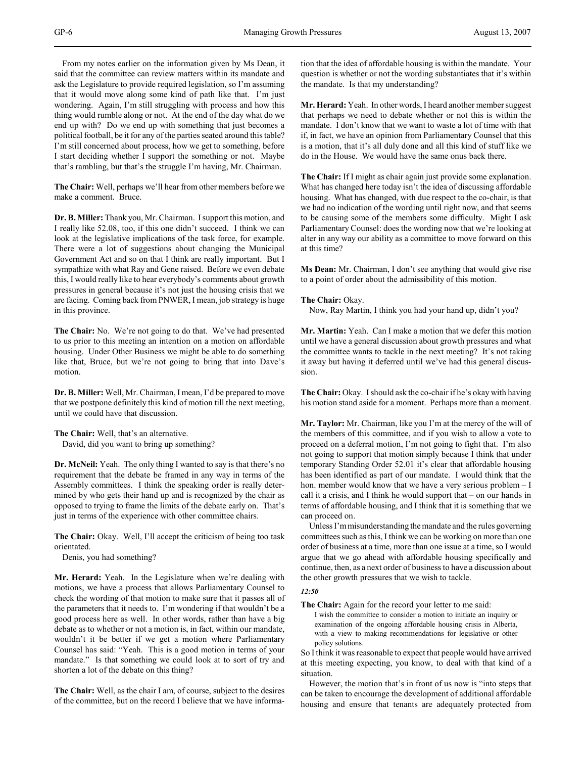From my notes earlier on the information given by Ms Dean, it said that the committee can review matters within its mandate and ask the Legislature to provide required legislation, so I'm assuming that it would move along some kind of path like that. I'm just wondering. Again, I'm still struggling with process and how this thing would rumble along or not. At the end of the day what do we end up with? Do we end up with something that just becomes a political football, be it for any of the parties seated around this table? I'm still concerned about process, how we get to something, before I start deciding whether I support the something or not. Maybe that's rambling, but that's the struggle I'm having, Mr. Chairman.

**The Chair:** Well, perhaps we'll hear from other members before we make a comment. Bruce.

**Dr. B. Miller:** Thank you, Mr. Chairman. I support this motion, and I really like 52.08, too, if this one didn't succeed. I think we can look at the legislative implications of the task force, for example. There were a lot of suggestions about changing the Municipal Government Act and so on that I think are really important. But I sympathize with what Ray and Gene raised. Before we even debate this, I would really like to hear everybody's comments about growth pressures in general because it's not just the housing crisis that we are facing. Coming back from PNWER, I mean, job strategy is huge in this province.

**The Chair:** No. We're not going to do that. We've had presented to us prior to this meeting an intention on a motion on affordable housing. Under Other Business we might be able to do something like that, Bruce, but we're not going to bring that into Dave's motion.

**Dr. B. Miller:** Well, Mr. Chairman, I mean, I'd be prepared to move that we postpone definitely this kind of motion till the next meeting, until we could have that discussion.

**The Chair:** Well, that's an alternative.
David, did you want to bring up something?

**Dr. McNeil:** Yeah. The only thing I wanted to say is that there's no requirement that the debate be framed in any way in terms of the Assembly committees. I think the speaking order is really determined by who gets their hand up and is recognized by the chair as opposed to trying to frame the limits of the debate early on. That's just in terms of the experience with other committee chairs.

**The Chair:** Okay. Well, I'll accept the criticism of being too task orientated.
Denis, you had something?

**Mr. Herard:** Yeah. In the Legislature when we're dealing with motions, we have a process that allows Parliamentary Counsel to check the wording of that motion to make sure that it passes all of the parameters that it needs to. I'm wondering if that wouldn't be a good process here as well. In other words, rather than have a big debate as to whether or not a motion is, in fact, within our mandate, wouldn't it be better if we get a motion where Parliamentary Counsel has said: "Yeah. This is a good motion in terms of your mandate." Is that something we could look at to sort of try and shorten a lot of the debate on this thing?

**The Chair:** Well, as the chair I am, of course, subject to the desires of the committee, but on the record I believe that we have information that the idea of affordable housing is within the mandate. Your question is whether or not the wording substantiates that it's within the mandate. Is that my understanding?

**Mr. Herard:** Yeah. In other words, I heard another member suggest that perhaps we need to debate whether or not this is within the mandate. I don't know that we want to waste a lot of time with that if, in fact, we have an opinion from Parliamentary Counsel that this is a motion, that it's all duly done and all this kind of stuff like we do in the House. We would have the same onus back there.

**The Chair:** If I might as chair again just provide some explanation. What has changed here today isn't the idea of discussing affordable housing. What has changed, with due respect to the co-chair, is that we had no indication of the wording until right now, and that seems to be causing some of the members some difficulty. Might I ask Parliamentary Counsel: does the wording now that we're looking at alter in any way our ability as a committee to move forward on this at this time?

**Ms Dean:** Mr. Chairman, I don't see anything that would give rise to a point of order about the admissibility of this motion.

**The Chair:** Okay.
Now, Ray Martin, I think you had your hand up, didn't you?

**Mr. Martin:** Yeah. Can I make a motion that we defer this motion until we have a general discussion about growth pressures and what the committee wants to tackle in the next meeting? It's not taking it away but having it deferred until we've had this general discussion.

**The Chair:** Okay. I should ask the co-chair if he's okay with having his motion stand aside for a moment. Perhaps more than a moment.

**Mr. Taylor:** Mr. Chairman, like you I'm at the mercy of the will of the members of this committee, and if you wish to allow a vote to proceed on a deferral motion, I'm not going to fight that. I'm also not going to support that motion simply because I think that under temporary Standing Order 52.01 it's clear that affordable housing has been identified as part of our mandate. I would think that the hon. member would know that we have a very serious problem – I call it a crisis, and I think he would support that – on our hands in terms of affordable housing, and I think that it is something that we can proceed on.

Unless I'm misunderstanding the mandate and the rules governing committees such as this, I think we can be working on more than one order of business at a time, more than one issue at a time, so I would argue that we go ahead with affordable housing specifically and continue, then, as a next order of business to have a discussion about the other growth pressures that we wish to tackle.

*12:50*

**The Chair:** Again for the record your letter to me said:

> I wish the committee to consider a motion to initiate an inquiry or examination of the ongoing affordable housing crisis in Alberta, with a view to making recommendations for legislative or other policy solutions.

So I think it was reasonable to expect that people would have arrived at this meeting expecting, you know, to deal with that kind of a situation.

However, the motion that's in front of us now is "into steps that can be taken to encourage the development of additional affordable housing and ensure that tenants are adequately protected from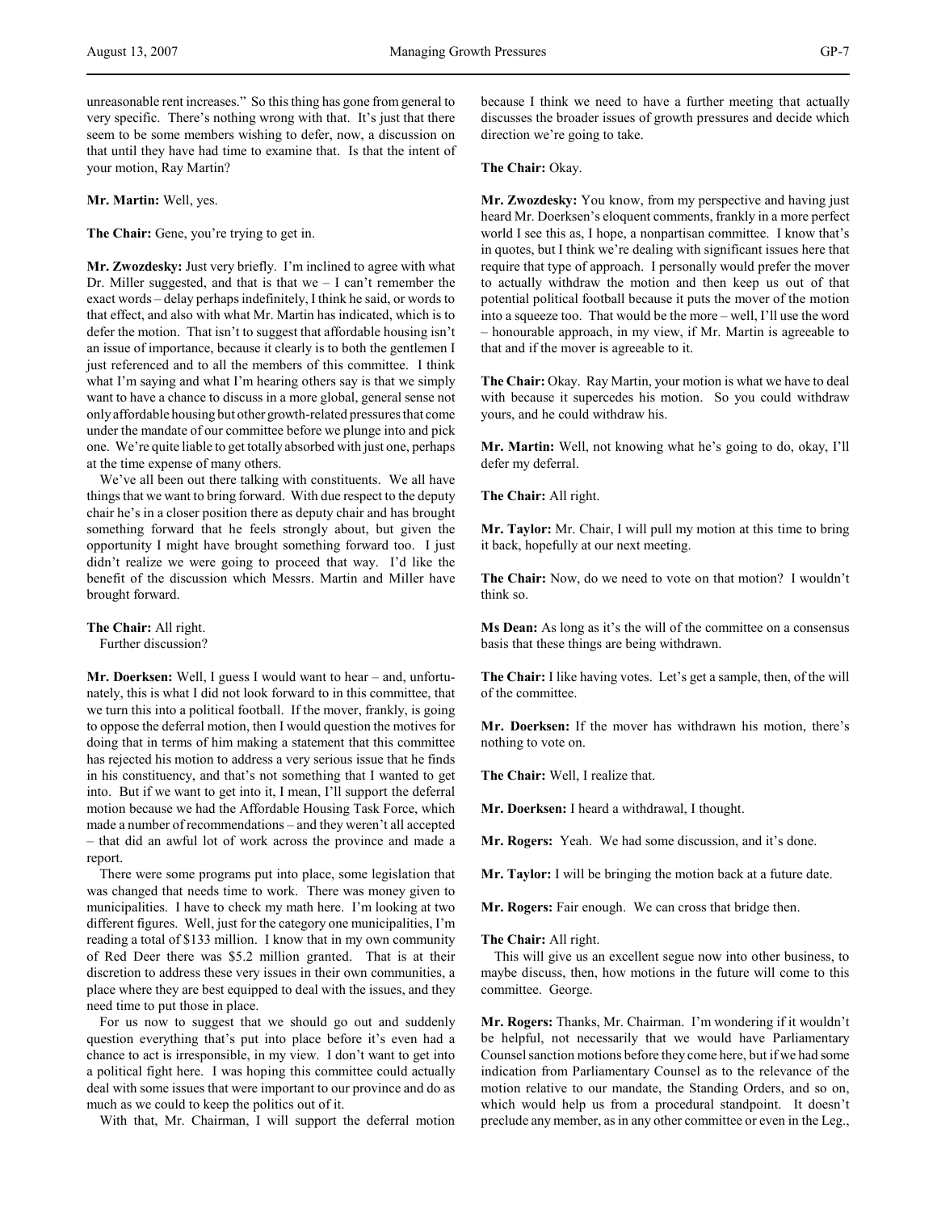unreasonable rent increases." So this thing has gone from general to very specific. There's nothing wrong with that. It's just that there seem to be some members wishing to defer, now, a discussion on that until they have had time to examine that. Is that the intent of your motion, Ray Martin?

**Mr. Martin:** Well, yes.

**The Chair:** Gene, you're trying to get in.

**Mr. Zwozdesky:** Just very briefly. I'm inclined to agree with what Dr. Miller suggested, and that is that we – I can't remember the exact words – delay perhaps indefinitely, I think he said, or words to that effect, and also with what Mr. Martin has indicated, which is to defer the motion. That isn't to suggest that affordable housing isn't an issue of importance, because it clearly is to both the gentlemen I just referenced and to all the members of this committee. I think what I'm saying and what I'm hearing others say is that we simply want to have a chance to discuss in a more global, general sense not only affordable housing but other growth-related pressures that come under the mandate of our committee before we plunge into and pick one. We're quite liable to get totally absorbed with just one, perhaps at the time expense of many others.

We've all been out there talking with constituents. We all have things that we want to bring forward. With due respect to the deputy chair he's in a closer position there as deputy chair and has brought something forward that he feels strongly about, but given the opportunity I might have brought something forward too. I just didn't realize we were going to proceed that way. I'd like the benefit of the discussion which Messrs. Martin and Miller have brought forward.

**The Chair:** All right.
Further discussion?

**Mr. Doerksen:** Well, I guess I would want to hear – and, unfortunately, this is what I did not look forward to in this committee, that we turn this into a political football. If the mover, frankly, is going to oppose the deferral motion, then I would question the motives for doing that in terms of him making a statement that this committee has rejected his motion to address a very serious issue that he finds in his constituency, and that's not something that I wanted to get into. But if we want to get into it, I mean, I'll support the deferral motion because we had the Affordable Housing Task Force, which made a number of recommendations – and they weren't all accepted – that did an awful lot of work across the province and made a report.

There were some programs put into place, some legislation that was changed that needs time to work. There was money given to municipalities. I have to check my math here. I'm looking at two different figures. Well, just for the category one municipalities, I'm reading a total of $133 million. I know that in my own community of Red Deer there was $5.2 million granted. That is at their discretion to address these very issues in their own communities, a place where they are best equipped to deal with the issues, and they need time to put those in place.

For us now to suggest that we should go out and suddenly question everything that's put into place before it's even had a chance to act is irresponsible, in my view. I don't want to get into a political fight here. I was hoping this committee could actually deal with some issues that were important to our province and do as much as we could to keep the politics out of it.

With that, Mr. Chairman, I will support the deferral motion because I think we need to have a further meeting that actually discusses the broader issues of growth pressures and decide which direction we're going to take.

**The Chair:** Okay.

**Mr. Zwozdesky:** You know, from my perspective and having just heard Mr. Doerksen's eloquent comments, frankly in a more perfect world I see this as, I hope, a nonpartisan committee. I know that's in quotes, but I think we're dealing with significant issues here that require that type of approach. I personally would prefer the mover to actually withdraw the motion and then keep us out of that potential political football because it puts the mover of the motion into a squeeze too. That would be the more – well, I'll use the word – honourable approach, in my view, if Mr. Martin is agreeable to that and if the mover is agreeable to it.

**The Chair:** Okay. Ray Martin, your motion is what we have to deal with because it supercedes his motion. So you could withdraw yours, and he could withdraw his.

**Mr. Martin:** Well, not knowing what he's going to do, okay, I'll defer my deferral.

**The Chair:** All right.

**Mr. Taylor:** Mr. Chair, I will pull my motion at this time to bring it back, hopefully at our next meeting.

**The Chair:** Now, do we need to vote on that motion? I wouldn't think so.

**Ms Dean:** As long as it's the will of the committee on a consensus basis that these things are being withdrawn.

**The Chair:** I like having votes. Let's get a sample, then, of the will of the committee.

**Mr. Doerksen:** If the mover has withdrawn his motion, there's nothing to vote on.

**The Chair:** Well, I realize that.

**Mr. Doerksen:** I heard a withdrawal, I thought.

**Mr. Rogers:** Yeah. We had some discussion, and it's done.

**Mr. Taylor:** I will be bringing the motion back at a future date.

**Mr. Rogers:** Fair enough. We can cross that bridge then.

**The Chair:** All right.

This will give us an excellent segue now into other business, to maybe discuss, then, how motions in the future will come to this committee. George.

**Mr. Rogers:** Thanks, Mr. Chairman. I'm wondering if it wouldn't be helpful, not necessarily that we would have Parliamentary Counsel sanction motions before they come here, but if we had some indication from Parliamentary Counsel as to the relevance of the motion relative to our mandate, the Standing Orders, and so on, which would help us from a procedural standpoint. It doesn't preclude any member, as in any other committee or even in the Leg.,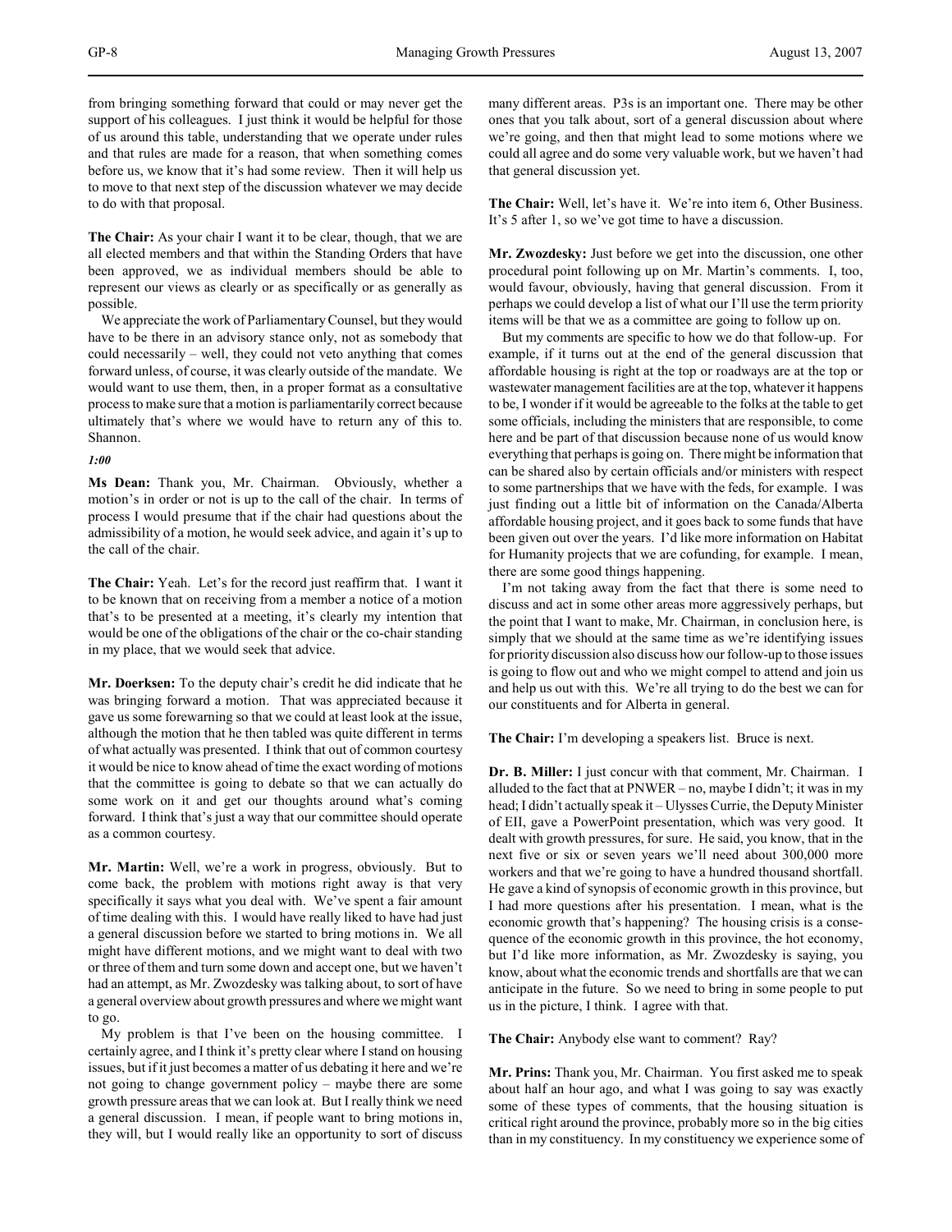from bringing something forward that could or may never get the support of his colleagues. I just think it would be helpful for those of us around this table, understanding that we operate under rules and that rules are made for a reason, that when something comes before us, we know that it's had some review. Then it will help us to move to that next step of the discussion whatever we may decide to do with that proposal.

**The Chair:** As your chair I want it to be clear, though, that we are all elected members and that within the Standing Orders that have been approved, we as individual members should be able to represent our views as clearly or as specifically or as generally as possible.

We appreciate the work of Parliamentary Counsel, but they would have to be there in an advisory stance only, not as somebody that could necessarily – well, they could not veto anything that comes forward unless, of course, it was clearly outside of the mandate. We would want to use them, then, in a proper format as a consultative process to make sure that a motion is parliamentarily correct because ultimately that's where we would have to return any of this to. Shannon.

*1:00*

**Ms Dean:** Thank you, Mr. Chairman. Obviously, whether a motion's in order or not is up to the call of the chair. In terms of process I would presume that if the chair had questions about the admissibility of a motion, he would seek advice, and again it's up to the call of the chair.

**The Chair:** Yeah. Let's for the record just reaffirm that. I want it to be known that on receiving from a member a notice of a motion that's to be presented at a meeting, it's clearly my intention that would be one of the obligations of the chair or the co-chair standing in my place, that we would seek that advice.

**Mr. Doerksen:** To the deputy chair's credit he did indicate that he was bringing forward a motion. That was appreciated because it gave us some forewarning so that we could at least look at the issue, although the motion that he then tabled was quite different in terms of what actually was presented. I think that out of common courtesy it would be nice to know ahead of time the exact wording of motions that the committee is going to debate so that we can actually do some work on it and get our thoughts around what's coming forward. I think that's just a way that our committee should operate as a common courtesy.

**Mr. Martin:** Well, we're a work in progress, obviously. But to come back, the problem with motions right away is that very specifically it says what you deal with. We've spent a fair amount of time dealing with this. I would have really liked to have had just a general discussion before we started to bring motions in. We all might have different motions, and we might want to deal with two or three of them and turn some down and accept one, but we haven't had an attempt, as Mr. Zwozdesky was talking about, to sort of have a general overview about growth pressures and where we might want to go.

My problem is that I've been on the housing committee. I certainly agree, and I think it's pretty clear where I stand on housing issues, but if it just becomes a matter of us debating it here and we're not going to change government policy – maybe there are some growth pressure areas that we can look at. But I really think we need a general discussion. I mean, if people want to bring motions in, they will, but I would really like an opportunity to sort of discuss many different areas. P3s is an important one. There may be other ones that you talk about, sort of a general discussion about where we're going, and then that might lead to some motions where we could all agree and do some very valuable work, but we haven't had that general discussion yet.

**The Chair:** Well, let's have it. We're into item 6, Other Business. It's 5 after 1, so we've got time to have a discussion.

**Mr. Zwozdesky:** Just before we get into the discussion, one other procedural point following up on Mr. Martin's comments. I, too, would favour, obviously, having that general discussion. From it perhaps we could develop a list of what our I'll use the term priority items will be that we as a committee are going to follow up on.

But my comments are specific to how we do that follow-up. For example, if it turns out at the end of the general discussion that affordable housing is right at the top or roadways are at the top or wastewater management facilities are at the top, whatever it happens to be, I wonder if it would be agreeable to the folks at the table to get some officials, including the ministers that are responsible, to come here and be part of that discussion because none of us would know everything that perhaps is going on. There might be information that can be shared also by certain officials and/or ministers with respect to some partnerships that we have with the feds, for example. I was just finding out a little bit of information on the Canada/Alberta affordable housing project, and it goes back to some funds that have been given out over the years. I'd like more information on Habitat for Humanity projects that we are cofunding, for example. I mean, there are some good things happening.

I'm not taking away from the fact that there is some need to discuss and act in some other areas more aggressively perhaps, but the point that I want to make, Mr. Chairman, in conclusion here, is simply that we should at the same time as we're identifying issues for priority discussion also discuss how our follow-up to those issues is going to flow out and who we might compel to attend and join us and help us out with this. We're all trying to do the best we can for our constituents and for Alberta in general.

**The Chair:** I'm developing a speakers list. Bruce is next.

**Dr. B. Miller:** I just concur with that comment, Mr. Chairman. I alluded to the fact that at PNWER – no, maybe I didn't; it was in my head; I didn't actually speak it – Ulysses Currie, the Deputy Minister of EII, gave a PowerPoint presentation, which was very good. It dealt with growth pressures, for sure. He said, you know, that in the next five or six or seven years we'll need about 300,000 more workers and that we're going to have a hundred thousand shortfall. He gave a kind of synopsis of economic growth in this province, but I had more questions after his presentation. I mean, what is the economic growth that's happening? The housing crisis is a consequence of the economic growth in this province, the hot economy, but I'd like more information, as Mr. Zwozdesky is saying, you know, about what the economic trends and shortfalls are that we can anticipate in the future. So we need to bring in some people to put us in the picture, I think. I agree with that.

**The Chair:** Anybody else want to comment? Ray?

**Mr. Prins:** Thank you, Mr. Chairman. You first asked me to speak about half an hour ago, and what I was going to say was exactly some of these types of comments, that the housing situation is critical right around the province, probably more so in the big cities than in my constituency. In my constituency we experience some of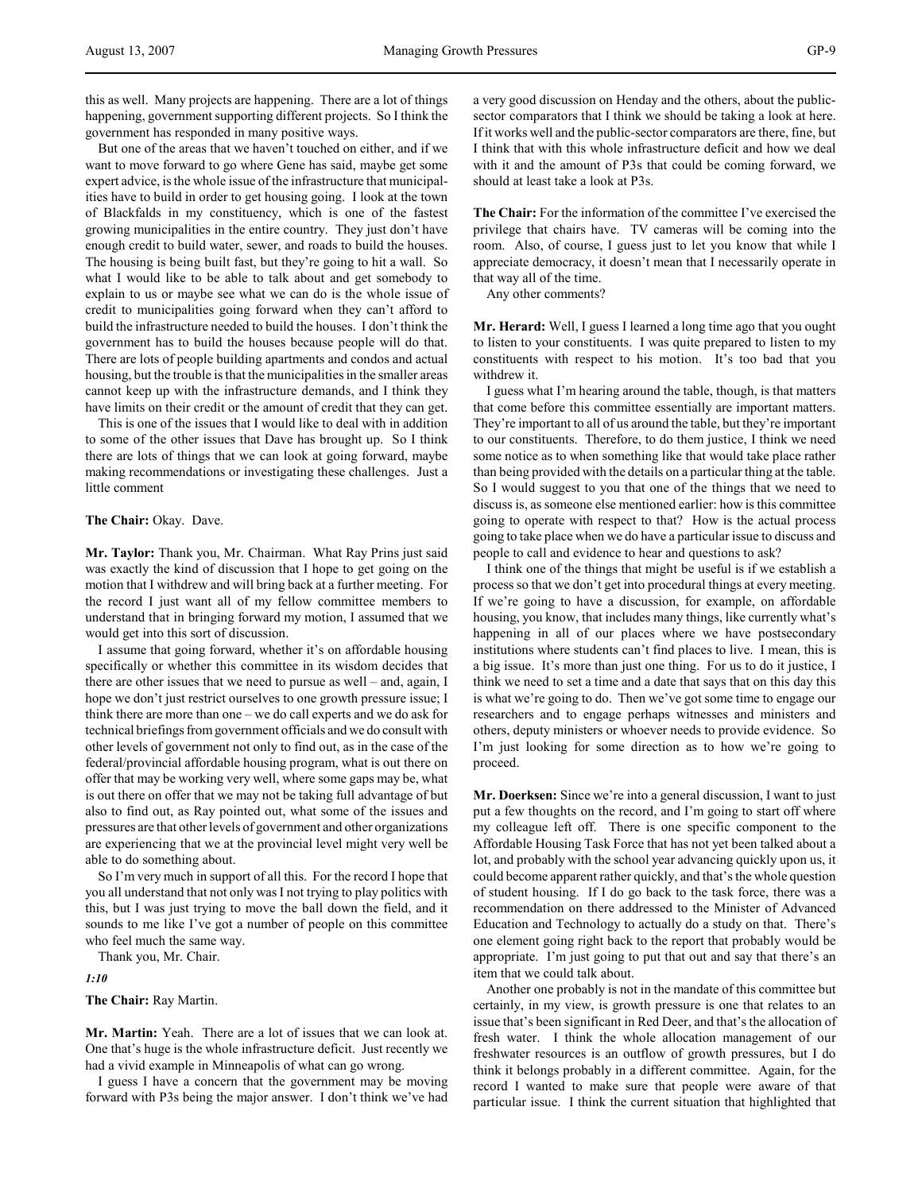this as well. Many projects are happening. There are a lot of things happening, government supporting different projects. So I think the government has responded in many positive ways.

But one of the areas that we haven't touched on either, and if we want to move forward to go where Gene has said, maybe get some expert advice, is the whole issue of the infrastructure that municipalities have to build in order to get housing going. I look at the town of Blackfalds in my constituency, which is one of the fastest growing municipalities in the entire country. They just don't have enough credit to build water, sewer, and roads to build the houses. The housing is being built fast, but they're going to hit a wall. So what I would like to be able to talk about and get somebody to explain to us or maybe see what we can do is the whole issue of credit to municipalities going forward when they can't afford to build the infrastructure needed to build the houses. I don't think the government has to build the houses because people will do that. There are lots of people building apartments and condos and actual housing, but the trouble is that the municipalities in the smaller areas cannot keep up with the infrastructure demands, and I think they have limits on their credit or the amount of credit that they can get.

This is one of the issues that I would like to deal with in addition to some of the other issues that Dave has brought up. So I think there are lots of things that we can look at going forward, maybe making recommendations or investigating these challenges. Just a little comment

**The Chair:** Okay. Dave.

**Mr. Taylor:** Thank you, Mr. Chairman. What Ray Prins just said was exactly the kind of discussion that I hope to get going on the motion that I withdrew and will bring back at a further meeting. For the record I just want all of my fellow committee members to understand that in bringing forward my motion, I assumed that we would get into this sort of discussion.

I assume that going forward, whether it's on affordable housing specifically or whether this committee in its wisdom decides that there are other issues that we need to pursue as well – and, again, I hope we don't just restrict ourselves to one growth pressure issue; I think there are more than one – we do call experts and we do ask for technical briefings from government officials and we do consult with other levels of government not only to find out, as in the case of the federal/provincial affordable housing program, what is out there on offer that may be working very well, where some gaps may be, what is out there on offer that we may not be taking full advantage of but also to find out, as Ray pointed out, what some of the issues and pressures are that other levels of government and other organizations are experiencing that we at the provincial level might very well be able to do something about.

So I'm very much in support of all this. For the record I hope that you all understand that not only was I not trying to play politics with this, but I was just trying to move the ball down the field, and it sounds to me like I've got a number of people on this committee who feel much the same way.

Thank you, Mr. Chair.

*1:10*

**The Chair:** Ray Martin.

**Mr. Martin:** Yeah. There are a lot of issues that we can look at. One that's huge is the whole infrastructure deficit. Just recently we had a vivid example in Minneapolis of what can go wrong.

I guess I have a concern that the government may be moving forward with P3s being the major answer. I don't think we've had a very good discussion on Henday and the others, about the public-sector comparators that I think we should be taking a look at here. If it works well and the public-sector comparators are there, fine, but I think that with this whole infrastructure deficit and how we deal with it and the amount of P3s that could be coming forward, we should at least take a look at P3s.

**The Chair:** For the information of the committee I've exercised the privilege that chairs have. TV cameras will be coming into the room. Also, of course, I guess just to let you know that while I appreciate democracy, it doesn't mean that I necessarily operate in that way all of the time.

Any other comments?

**Mr. Herard:** Well, I guess I learned a long time ago that you ought to listen to your constituents. I was quite prepared to listen to my constituents with respect to his motion. It's too bad that you withdrew it.

I guess what I'm hearing around the table, though, is that matters that come before this committee essentially are important matters. They're important to all of us around the table, but they're important to our constituents. Therefore, to do them justice, I think we need some notice as to when something like that would take place rather than being provided with the details on a particular thing at the table. So I would suggest to you that one of the things that we need to discuss is, as someone else mentioned earlier: how is this committee going to operate with respect to that? How is the actual process going to take place when we do have a particular issue to discuss and people to call and evidence to hear and questions to ask?

I think one of the things that might be useful is if we establish a process so that we don't get into procedural things at every meeting. If we're going to have a discussion, for example, on affordable housing, you know, that includes many things, like currently what's happening in all of our places where we have postsecondary institutions where students can't find places to live. I mean, this is a big issue. It's more than just one thing. For us to do it justice, I think we need to set a time and a date that says that on this day this is what we're going to do. Then we've got some time to engage our researchers and to engage perhaps witnesses and ministers and others, deputy ministers or whoever needs to provide evidence. So I'm just looking for some direction as to how we're going to proceed.

**Mr. Doerksen:** Since we're into a general discussion, I want to just put a few thoughts on the record, and I'm going to start off where my colleague left off. There is one specific component to the Affordable Housing Task Force that has not yet been talked about a lot, and probably with the school year advancing quickly upon us, it could become apparent rather quickly, and that's the whole question of student housing. If I do go back to the task force, there was a recommendation on there addressed to the Minister of Advanced Education and Technology to actually do a study on that. There's one element going right back to the report that probably would be appropriate. I'm just going to put that out and say that there's an item that we could talk about.

Another one probably is not in the mandate of this committee but certainly, in my view, is growth pressure is one that relates to an issue that's been significant in Red Deer, and that's the allocation of fresh water. I think the whole allocation management of our freshwater resources is an outflow of growth pressures, but I do think it belongs probably in a different committee. Again, for the record I wanted to make sure that people were aware of that particular issue. I think the current situation that highlighted that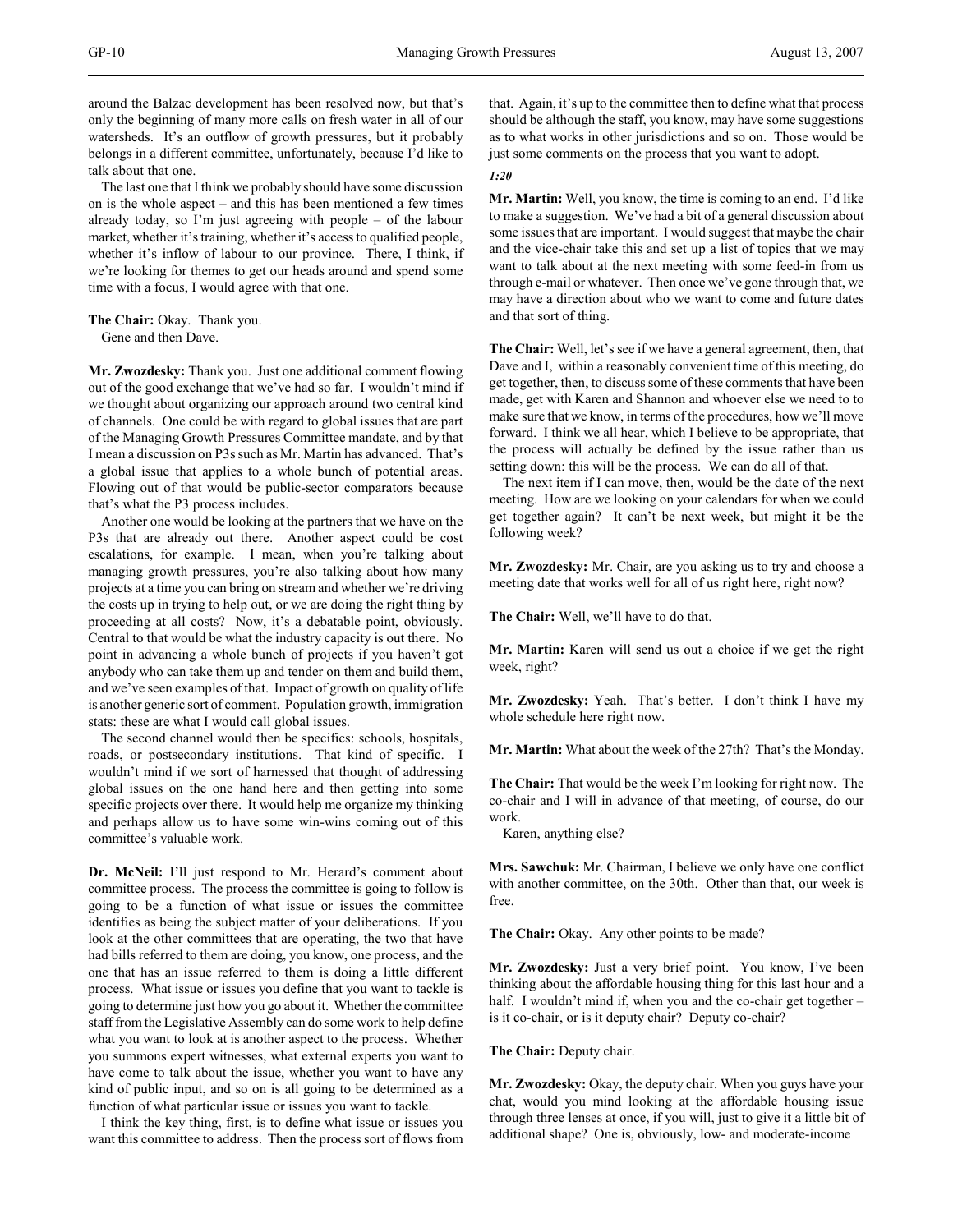around the Balzac development has been resolved now, but that's only the beginning of many more calls on fresh water in all of our watersheds. It's an outflow of growth pressures, but it probably belongs in a different committee, unfortunately, because I'd like to talk about that one.

The last one that I think we probably should have some discussion on is the whole aspect – and this has been mentioned a few times already today, so I'm just agreeing with people – of the labour market, whether it's training, whether it's access to qualified people, whether it's inflow of labour to our province. There, I think, if we're looking for themes to get our heads around and spend some time with a focus, I would agree with that one.

**The Chair:** Okay. Thank you.

Gene and then Dave.

**Mr. Zwozdesky:** Thank you. Just one additional comment flowing out of the good exchange that we've had so far. I wouldn't mind if we thought about organizing our approach around two central kind of channels. One could be with regard to global issues that are part of the Managing Growth Pressures Committee mandate, and by that I mean a discussion on P3s such as Mr. Martin has advanced. That's a global issue that applies to a whole bunch of potential areas. Flowing out of that would be public-sector comparators because that's what the P3 process includes.

Another one would be looking at the partners that we have on the P3s that are already out there. Another aspect could be cost escalations, for example. I mean, when you're talking about managing growth pressures, you're also talking about how many projects at a time you can bring on stream and whether we're driving the costs up in trying to help out, or we are doing the right thing by proceeding at all costs? Now, it's a debatable point, obviously. Central to that would be what the industry capacity is out there. No point in advancing a whole bunch of projects if you haven't got anybody who can take them up and tender on them and build them, and we've seen examples of that. Impact of growth on quality of life is another generic sort of comment. Population growth, immigration stats: these are what I would call global issues.

The second channel would then be specifics: schools, hospitals, roads, or postsecondary institutions. That kind of specific. I wouldn't mind if we sort of harnessed that thought of addressing global issues on the one hand here and then getting into some specific projects over there. It would help me organize my thinking and perhaps allow us to have some win-wins coming out of this committee's valuable work.

**Dr. McNeil:** I'll just respond to Mr. Herard's comment about committee process. The process the committee is going to follow is going to be a function of what issue or issues the committee identifies as being the subject matter of your deliberations. If you look at the other committees that are operating, the two that have had bills referred to them are doing, you know, one process, and the one that has an issue referred to them is doing a little different process. What issue or issues you define that you want to tackle is going to determine just how you go about it. Whether the committee staff from the Legislative Assembly can do some work to help define what you want to look at is another aspect to the process. Whether you summons expert witnesses, what external experts you want to have come to talk about the issue, whether you want to have any kind of public input, and so on is all going to be determined as a function of what particular issue or issues you want to tackle.

I think the key thing, first, is to define what issue or issues you want this committee to address. Then the process sort of flows from that. Again, it's up to the committee then to define what that process should be although the staff, you know, may have some suggestions as to what works in other jurisdictions and so on. Those would be just some comments on the process that you want to adopt.

*1:20*

**Mr. Martin:** Well, you know, the time is coming to an end. I'd like to make a suggestion. We've had a bit of a general discussion about some issues that are important. I would suggest that maybe the chair and the vice-chair take this and set up a list of topics that we may want to talk about at the next meeting with some feed-in from us through e-mail or whatever. Then once we've gone through that, we may have a direction about who we want to come and future dates and that sort of thing.

**The Chair:** Well, let's see if we have a general agreement, then, that Dave and I, within a reasonably convenient time of this meeting, do get together, then, to discuss some of these comments that have been made, get with Karen and Shannon and whoever else we need to to make sure that we know, in terms of the procedures, how we'll move forward. I think we all hear, which I believe to be appropriate, that the process will actually be defined by the issue rather than us setting down: this will be the process. We can do all of that.

The next item if I can move, then, would be the date of the next meeting. How are we looking on your calendars for when we could get together again? It can't be next week, but might it be the following week?

**Mr. Zwozdesky:** Mr. Chair, are you asking us to try and choose a meeting date that works well for all of us right here, right now?

**The Chair:** Well, we'll have to do that.

**Mr. Martin:** Karen will send us out a choice if we get the right week, right?

**Mr. Zwozdesky:** Yeah. That's better. I don't think I have my whole schedule here right now.

**Mr. Martin:** What about the week of the 27th? That's the Monday.

**The Chair:** That would be the week I'm looking for right now. The co-chair and I will in advance of that meeting, of course, do our work.

Karen, anything else?

**Mrs. Sawchuk:** Mr. Chairman, I believe we only have one conflict with another committee, on the 30th. Other than that, our week is free.

**The Chair:** Okay. Any other points to be made?

**Mr. Zwozdesky:** Just a very brief point. You know, I've been thinking about the affordable housing thing for this last hour and a half. I wouldn't mind if, when you and the co-chair get together – is it co-chair, or is it deputy chair? Deputy co-chair?

**The Chair:** Deputy chair.

**Mr. Zwozdesky:** Okay, the deputy chair. When you guys have your chat, would you mind looking at the affordable housing issue through three lenses at once, if you will, just to give it a little bit of additional shape? One is, obviously, low- and moderate-income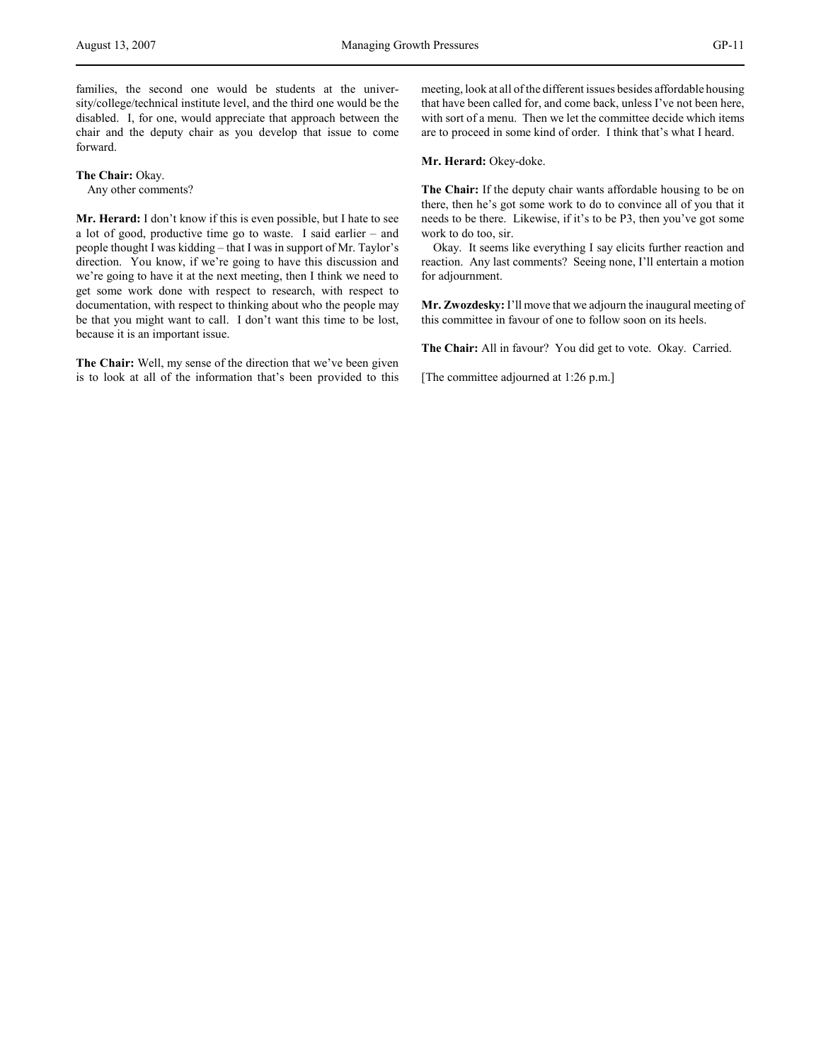families, the second one would be students at the university/college/technical institute level, and the third one would be the disabled. I, for one, would appreciate that approach between the chair and the deputy chair as you develop that issue to come forward.

**The Chair:** Okay.
Any other comments?

**Mr. Herard:** I don't know if this is even possible, but I hate to see a lot of good, productive time go to waste. I said earlier – and people thought I was kidding – that I was in support of Mr. Taylor's direction. You know, if we're going to have this discussion and we're going to have it at the next meeting, then I think we need to get some work done with respect to research, with respect to documentation, with respect to thinking about who the people may be that you might want to call. I don't want this time to be lost, because it is an important issue.

**The Chair:** Well, my sense of the direction that we've been given is to look at all of the information that's been provided to this meeting, look at all of the different issues besides affordable housing that have been called for, and come back, unless I've not been here, with sort of a menu. Then we let the committee decide which items are to proceed in some kind of order. I think that's what I heard.

**Mr. Herard:** Okey-doke.

**The Chair:** If the deputy chair wants affordable housing to be on there, then he's got some work to do to convince all of you that it needs to be there. Likewise, if it's to be P3, then you've got some work to do too, sir.

Okay. It seems like everything I say elicits further reaction and reaction. Any last comments? Seeing none, I'll entertain a motion for adjournment.

**Mr. Zwozdesky:** I'll move that we adjourn the inaugural meeting of this committee in favour of one to follow soon on its heels.

**The Chair:** All in favour? You did get to vote. Okay. Carried.

[The committee adjourned at 1:26 p.m.]